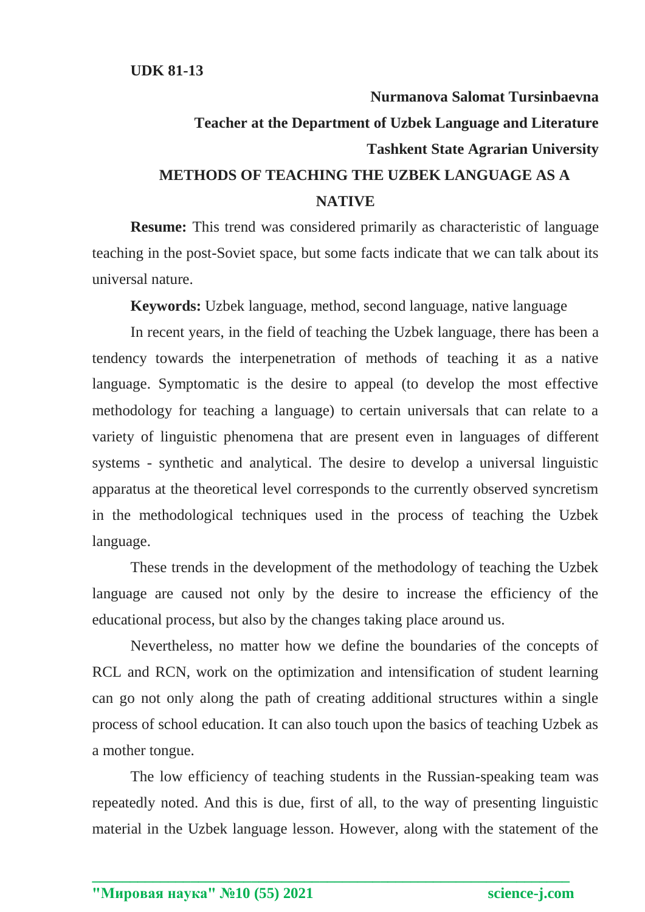**UDK 81-13**

**Nurmanova Salomat Tursinbaevna**

**Teacher at the Department of Uzbek Language and Literature**

**Tashkent State Agrarian University**

# METHODS OF TEACHING THE UZBEK LANGUAGE AS A NATIVE

**Resume:** This trend was considered primarily as characteristic of language teaching in the post-Soviet space, but some facts indicate that we can talk about its universal nature.

**Keywords:** Uzbek language, method, second language, native language

In recent years, in the field of teaching the Uzbek language, there has been a tendency towards the interpenetration of methods of teaching it as a native language. Symptomatic is the desire to appeal (to develop the most effective methodology for teaching a language) to certain universals that can relate to a variety of linguistic phenomena that are present even in languages of different systems - synthetic and analytical. The desire to develop a universal linguistic apparatus at the theoretical level corresponds to the currently observed syncretism in the methodological techniques used in the process of teaching the Uzbek language.

These trends in the development of the methodology of teaching the Uzbek language are caused not only by the desire to increase the efficiency of the educational process, but also by the changes taking place around us.

Nevertheless, no matter how we define the boundaries of the concepts of RCL and RCN, work on the optimization and intensification of student learning can go not only along the path of creating additional structures within a single process of school education. It can also touch upon the basics of teaching Uzbek as a mother tongue.

The low efficiency of teaching students in the Russian-speaking team was repeatedly noted. And this is due, first of all, to the way of presenting linguistic material in the Uzbek language lesson. However, along with the statement of the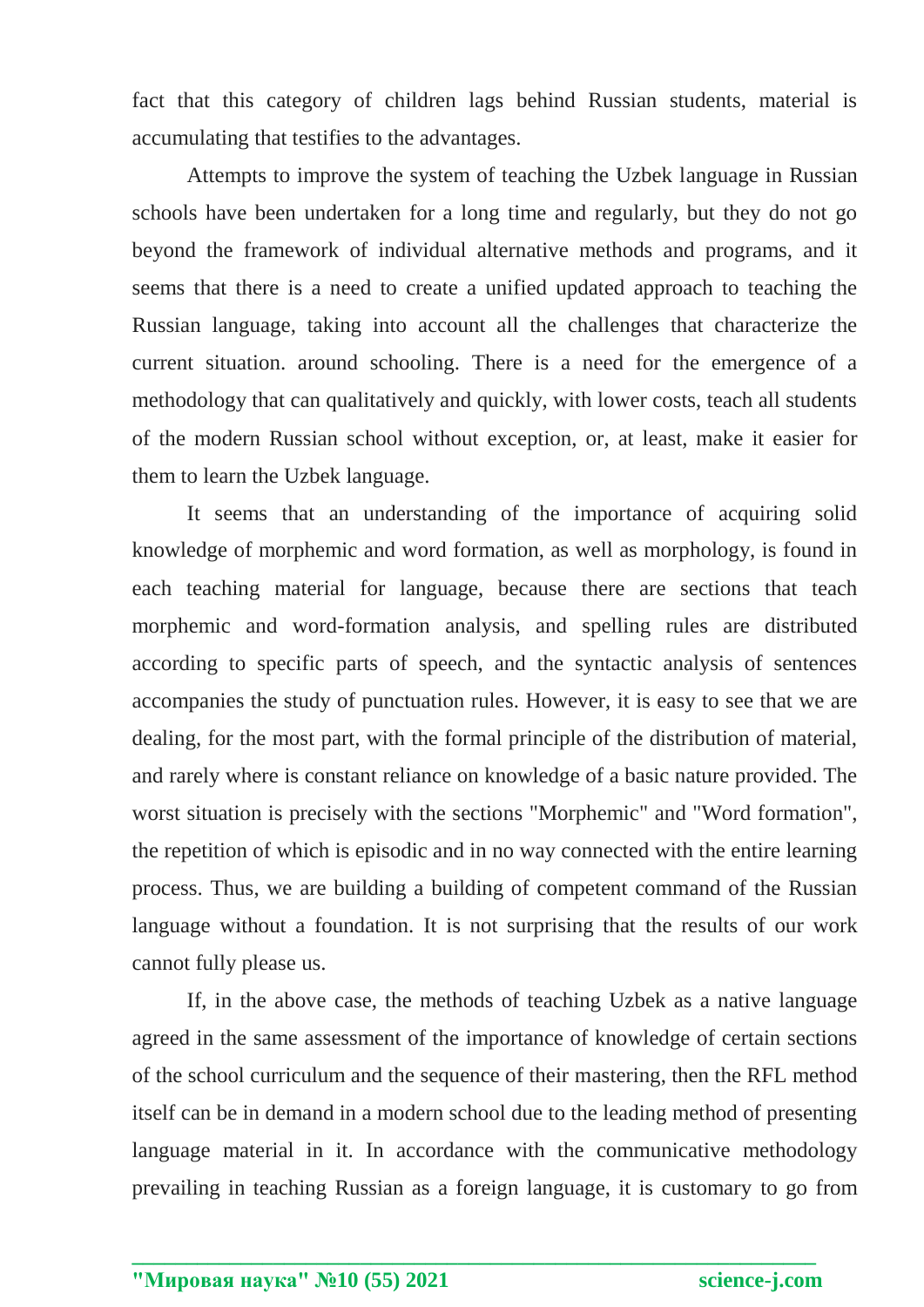fact that this category of children lags behind Russian students, material is accumulating that testifies to the advantages.

Attempts to improve the system of teaching the Uzbek language in Russian schools have been undertaken for a long time and regularly, but they do not go beyond the framework of individual alternative methods and programs, and it seems that there is a need to create a unified updated approach to teaching the Russian language, taking into account all the challenges that characterize the current situation. around schooling. There is a need for the emergence of a methodology that can qualitatively and quickly, with lower costs, teach all students of the modern Russian school without exception, or, at least, make it easier for them to learn the Uzbek language.

It seems that an understanding of the importance of acquiring solid knowledge of morphemic and word formation, as well as morphology, is found in each teaching material for language, because there are sections that teach morphemic and word-formation analysis, and spelling rules are distributed according to specific parts of speech, and the syntactic analysis of sentences accompanies the study of punctuation rules. However, it is easy to see that we are dealing, for the most part, with the formal principle of the distribution of material, and rarely where is constant reliance on knowledge of a basic nature provided. The worst situation is precisely with the sections "Morphemic" and "Word formation", the repetition of which is episodic and in no way connected with the entire learning process. Thus, we are building a building of competent command of the Russian language without a foundation. It is not surprising that the results of our work cannot fully please us.

If, in the above case, the methods of teaching Uzbek as a native language agreed in the same assessment of the importance of knowledge of certain sections of the school curriculum and the sequence of their mastering, then the RFL method itself can be in demand in a modern school due to the leading method of presenting language material in it. In accordance with the communicative methodology prevailing in teaching Russian as a foreign language, it is customary to go from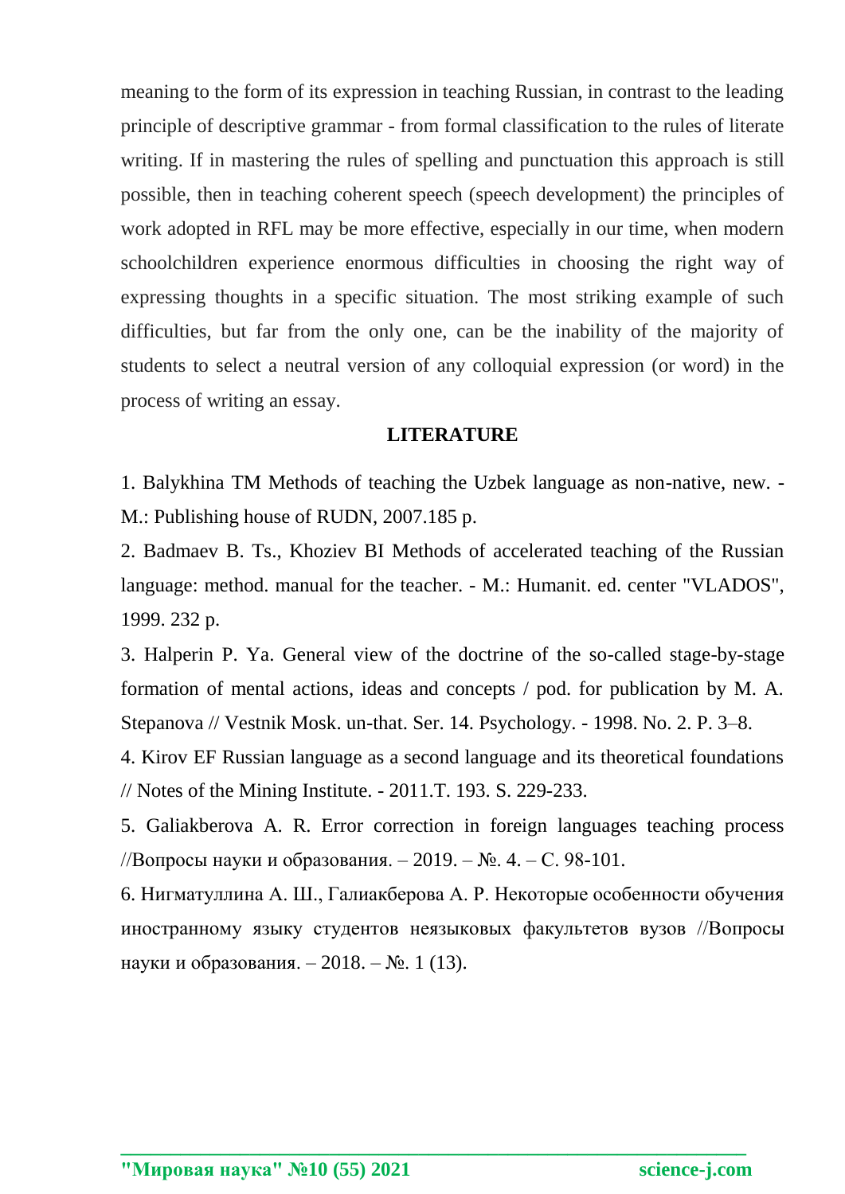meaning to the form of its expression in teaching Russian, in contrast to the leading principle of descriptive grammar - from formal classification to the rules of literate writing. If in mastering the rules of spelling and punctuation this approach is still possible, then in teaching coherent speech (speech development) the principles of work adopted in RFL may be more effective, especially in our time, when modern schoolchildren experience enormous difficulties in choosing the right way of expressing thoughts in a specific situation. The most striking example of such difficulties, but far from the only one, can be the inability of the majority of students to select a neutral version of any colloquial expression (or word) in the process of writing an essay.

## LITERATURE

1. Balykhina TM Methods of teaching the Uzbek language as non-native, new. - M.: Publishing house of RUDN, 2007.185 p.
2. Badmaev B. Ts., Khoziev BI Methods of accelerated teaching of the Russian language: method. manual for the teacher. - M.: Humanit. ed. center "VLADOS", 1999. 232 p.
3. Halperin P. Ya. General view of the doctrine of the so-called stage-by-stage formation of mental actions, ideas and concepts / pod. for publication by M. A. Stepanova // Vestnik Mosk. un-that. Ser. 14. Psychology. - 1998. No. 2. P. 3–8.
4. Kirov EF Russian language as a second language and its theoretical foundations // Notes of the Mining Institute. - 2011.T. 193. S. 229-233.
5. Galiakberova A. R. Error correction in foreign languages teaching process //Вопросы науки и образования. – 2019. – №. 4. – С. 98-101.
6. Нигматуллина А. Ш., Галиакберова А. Р. Некоторые особенности обучения иностранному языку студентов неязыковых факультетов вузов //Вопросы науки и образования. – 2018. – №. 1 (13).